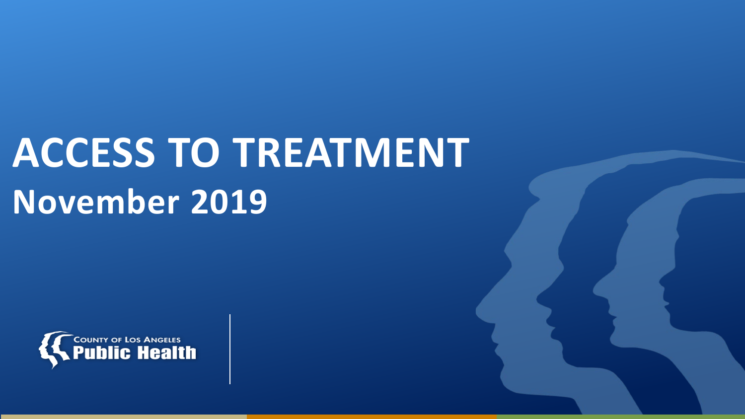# ACCESS TO TREATMENT

## November 2019

COUNTY OF LOS ANGELES
Public Health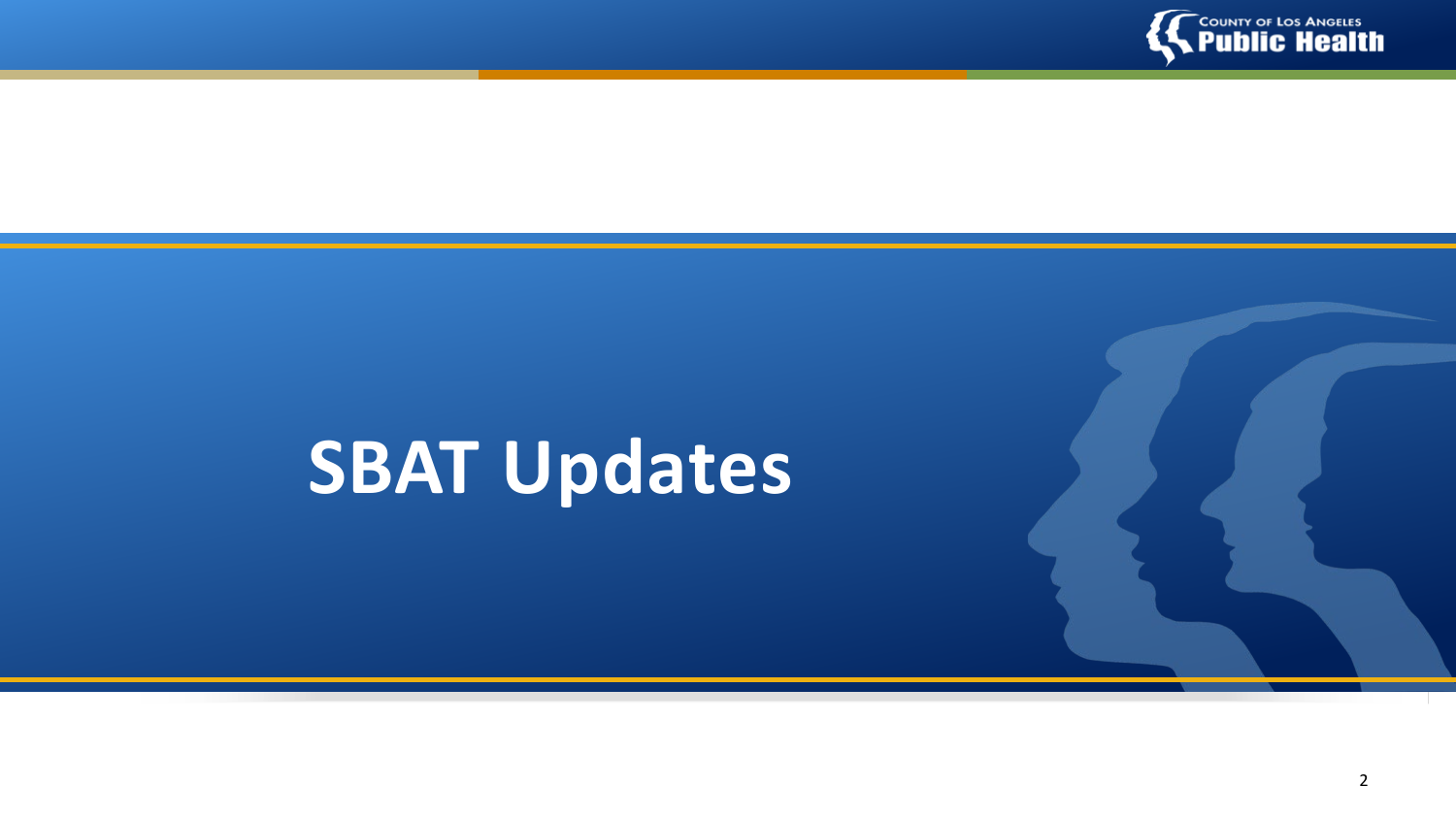# SBAT Updates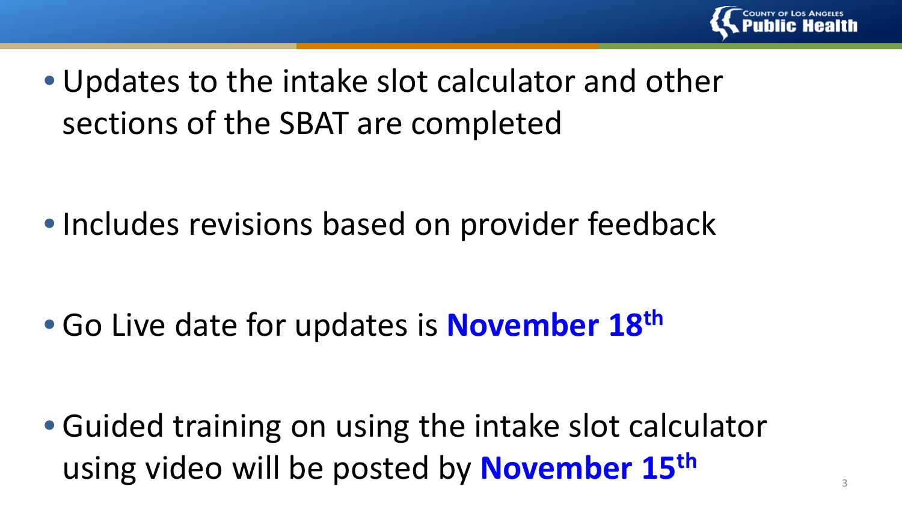- Updates to the intake slot calculator and other sections of the SBAT are completed

- Includes revisions based on provider feedback

- Go Live date for updates is **November 18th**

- Guided training on using the intake slot calculator using video will be posted by **November 15th**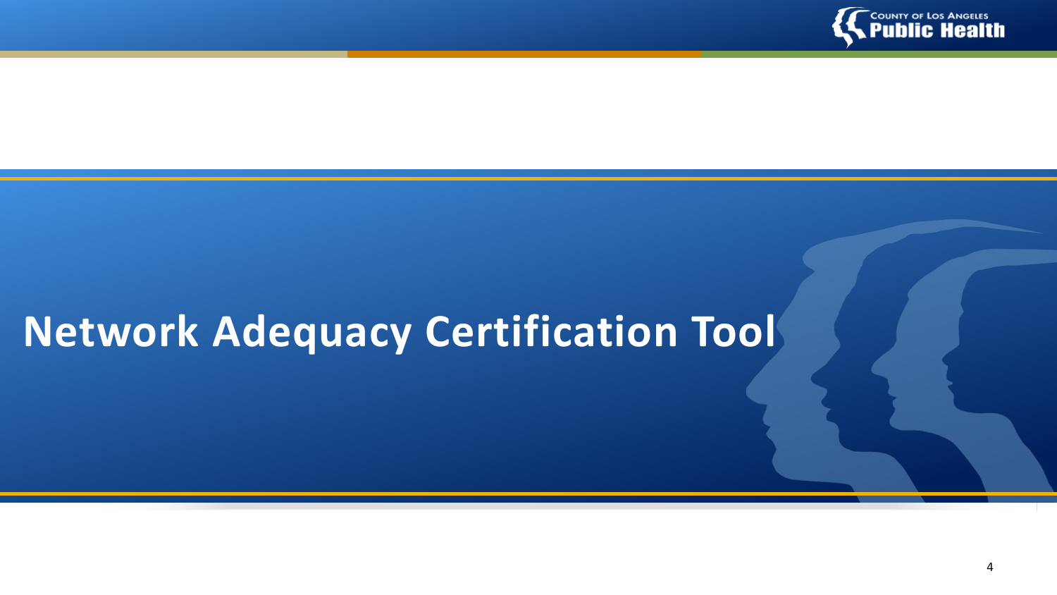# Network Adequacy Certification Tool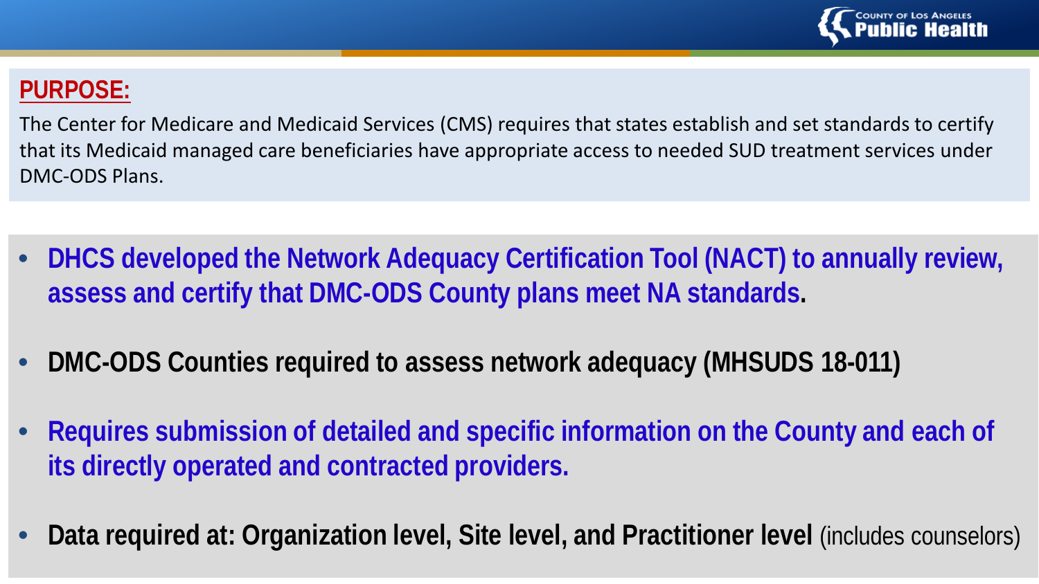## PURPOSE:

The Center for Medicare and Medicaid Services (CMS) requires that states establish and set standards to certify that its Medicaid managed care beneficiaries have appropriate access to needed SUD treatment services under DMC-ODS Plans.

- **DHCS developed the Network Adequacy Certification Tool (NACT) to annually review, assess and certify that DMC-ODS County plans meet NA standards.**
- **DMC-ODS Counties required to assess network adequacy (MHSUDS 18-011)**
- **Requires submission of detailed and specific information on the County and each of its directly operated and contracted providers.**
- **Data required at: Organization level, Site level, and Practitioner level** (includes counselors)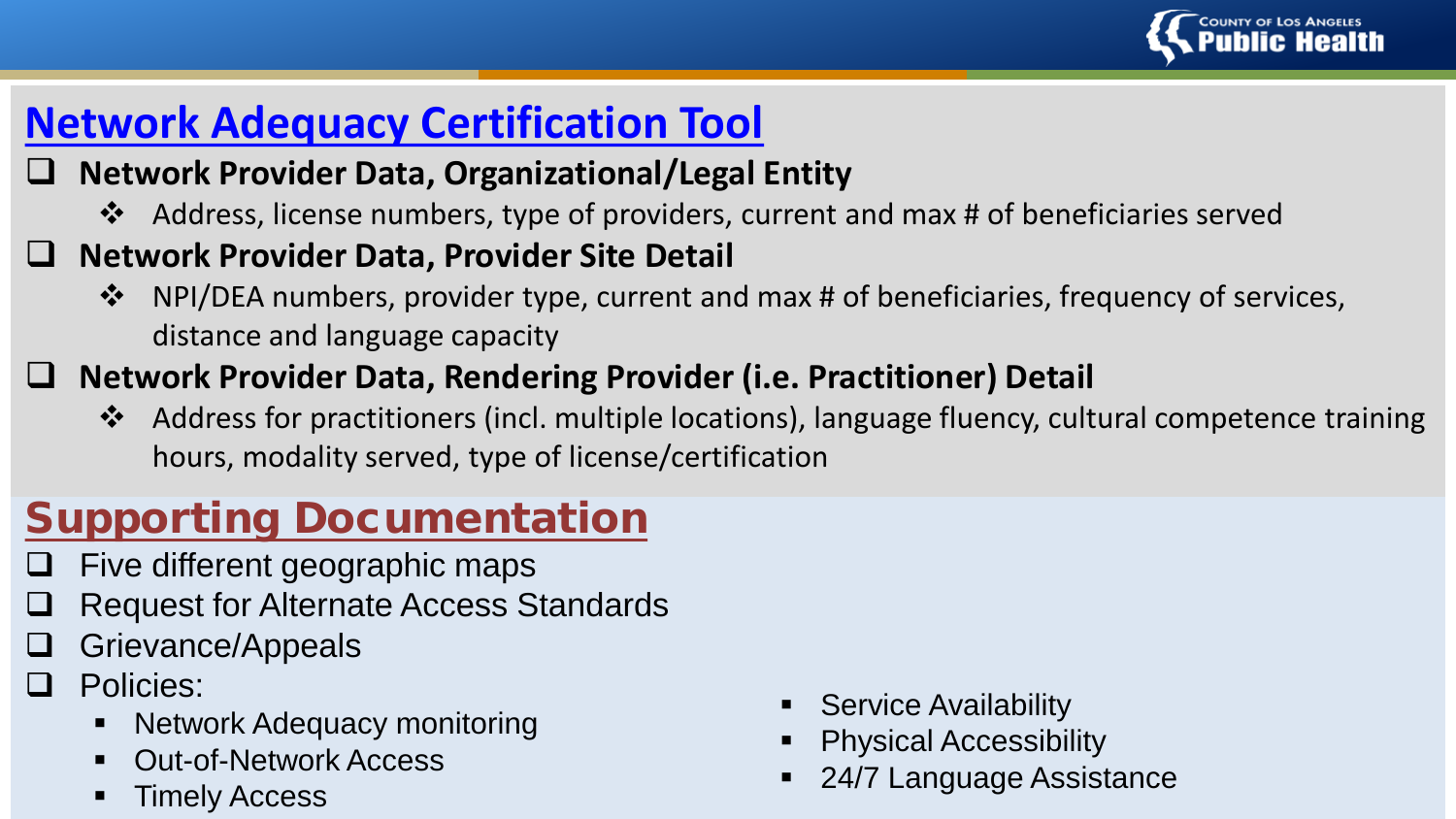## Network Adequacy Certification Tool

- **Network Provider Data, Organizational/Legal Entity**
  - Address, license numbers, type of providers, current and max # of beneficiaries served
- **Network Provider Data, Provider Site Detail**
  - NPI/DEA numbers, provider type, current and max # of beneficiaries, frequency of services, distance and language capacity
- **Network Provider Data, Rendering Provider (i.e. Practitioner) Detail**
  - Address for practitioners (incl. multiple locations), language fluency, cultural competence training hours, modality served, type of license/certification

## Supporting Documentation

- Five different geographic maps
- Request for Alternate Access Standards
- Grievance/Appeals
- Policies:
  - Network Adequacy monitoring
  - Out-of-Network Access
  - Timely Access
  - Service Availability
  - Physical Accessibility
  - 24/7 Language Assistance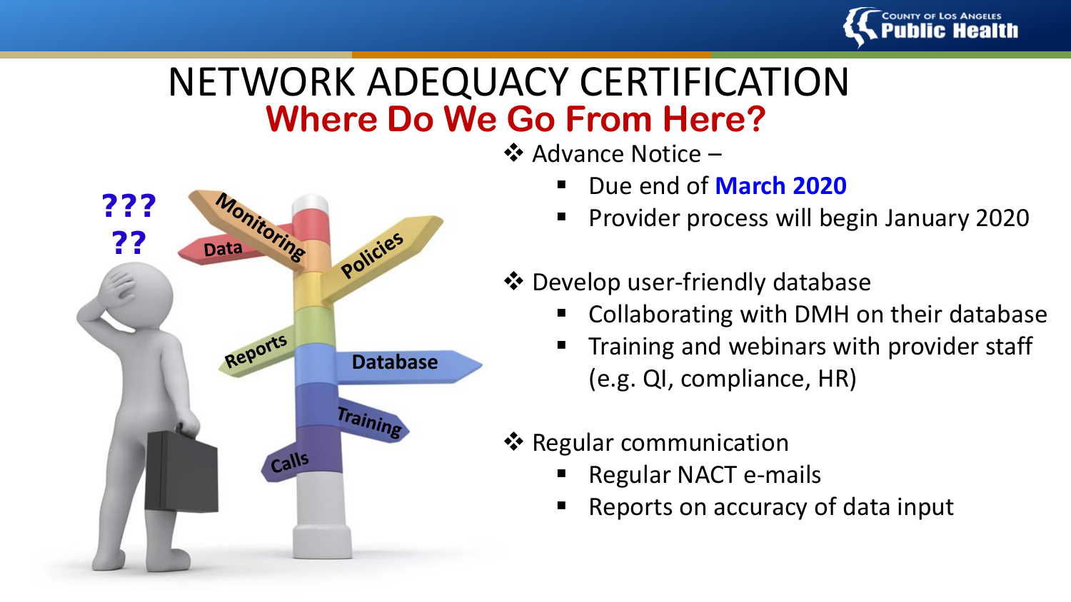# NETWORK ADEQUACY CERTIFICATION

## Where Do We Go From Here?

- Advance Notice –
  - Due end of **March 2020**
  - Provider process will begin January 2020
- Develop user-friendly database
  - Collaborating with DMH on their database
  - Training and webinars with provider staff (e.g. QI, compliance, HR)
- Regular communication
  - Regular NACT e-mails
  - Reports on accuracy of data input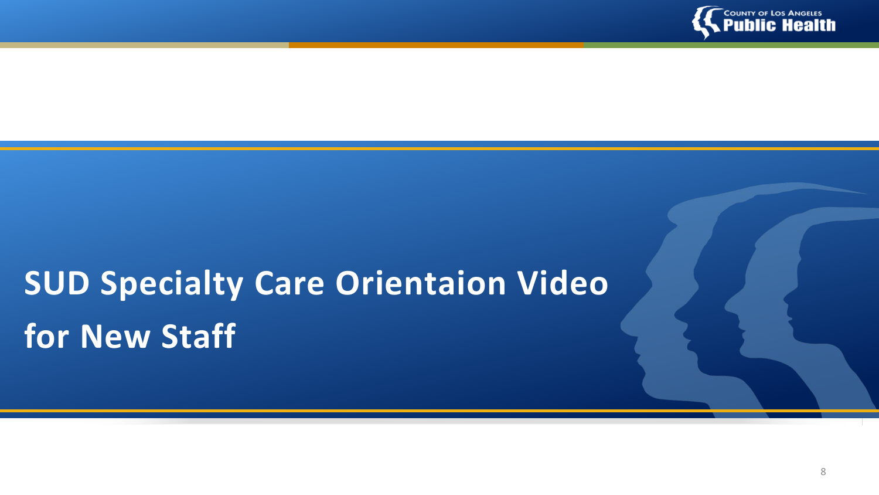# SUD Specialty Care Orientaion Video for New Staff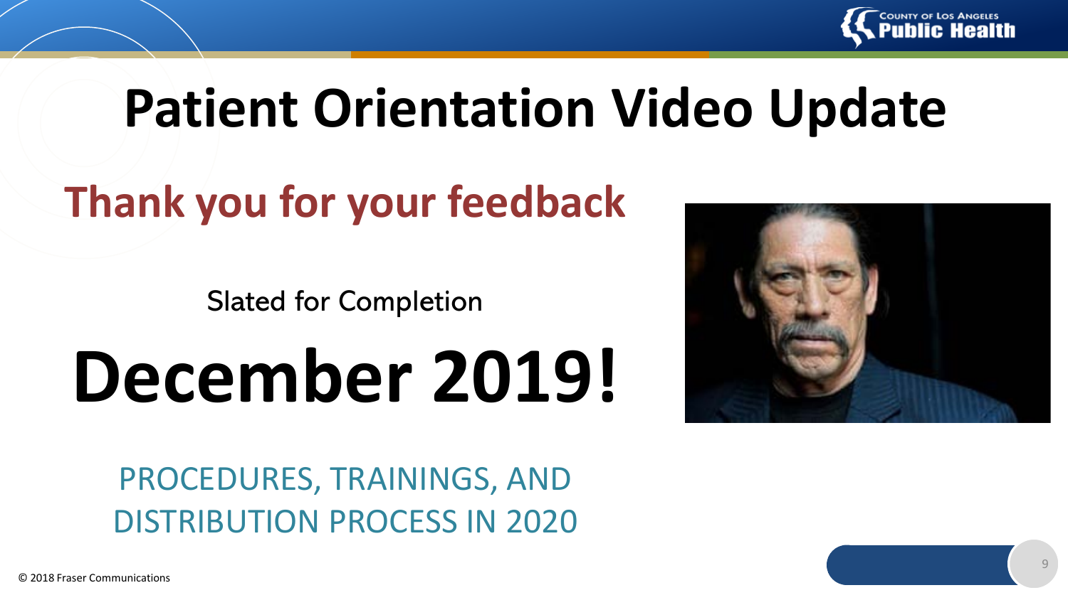# Patient Orientation Video Update

## Thank you for your feedback

Slated for Completion

# December 2019!

PROCEDURES, TRAININGS, AND DISTRIBUTION PROCESS IN 2020

© 2018 Fraser Communications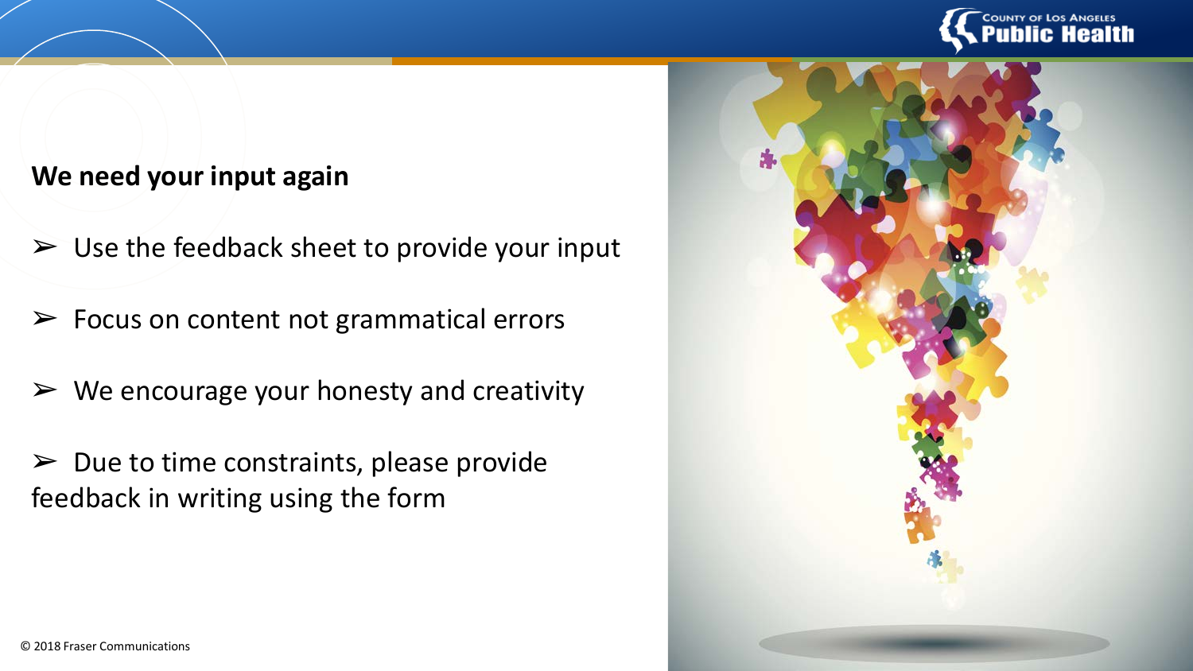**We need your input again**

- Use the feedback sheet to provide your input
- Focus on content not grammatical errors
- We encourage your honesty and creativity
- Due to time constraints, please provide feedback in writing using the form

© 2018 Fraser Communications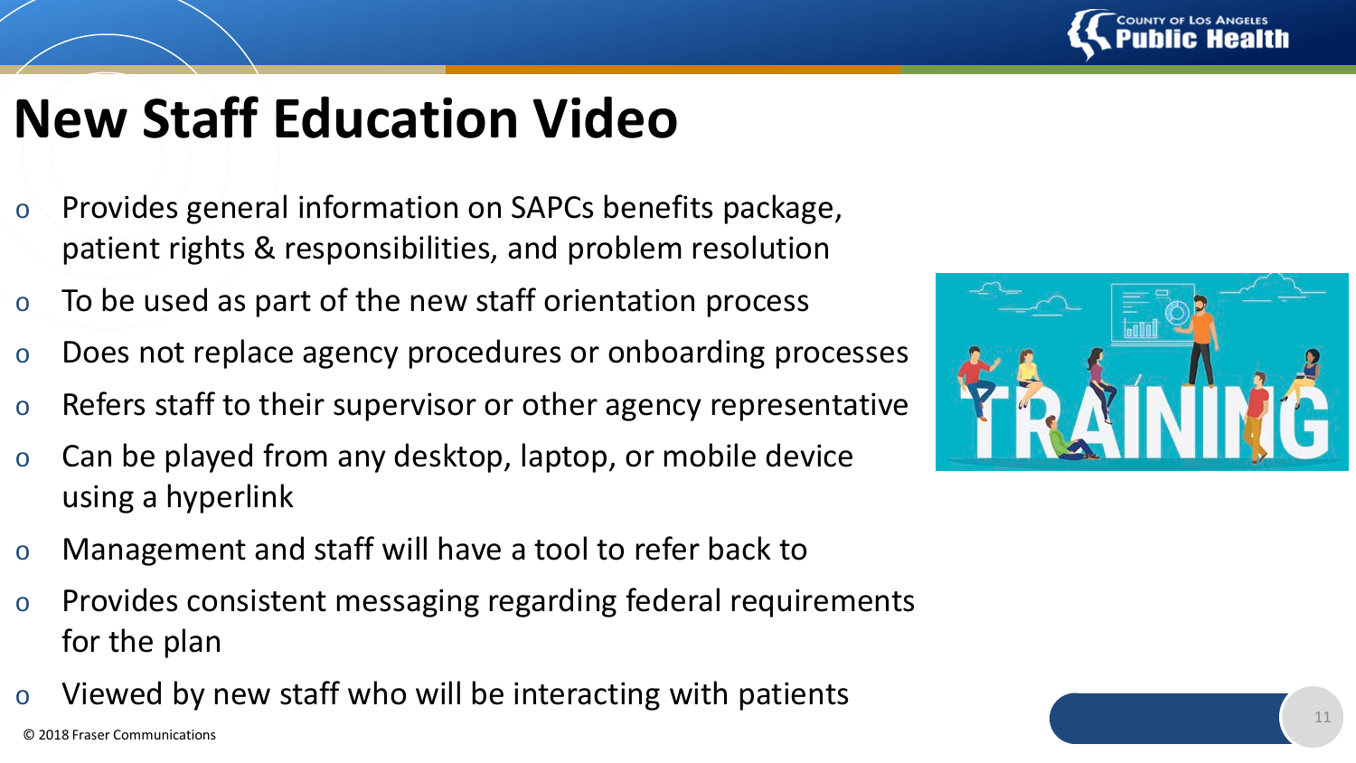# New Staff Education Video

- Provides general information on SAPCs benefits package, patient rights & responsibilities, and problem resolution
- To be used as part of the new staff orientation process
- Does not replace agency procedures or onboarding processes
- Refers staff to their supervisor or other agency representative
- Can be played from any desktop, laptop, or mobile device using a hyperlink
- Management and staff will have a tool to refer back to
- Provides consistent messaging regarding federal requirements for the plan
- Viewed by new staff who will be interacting with patients

© 2018 Fraser Communications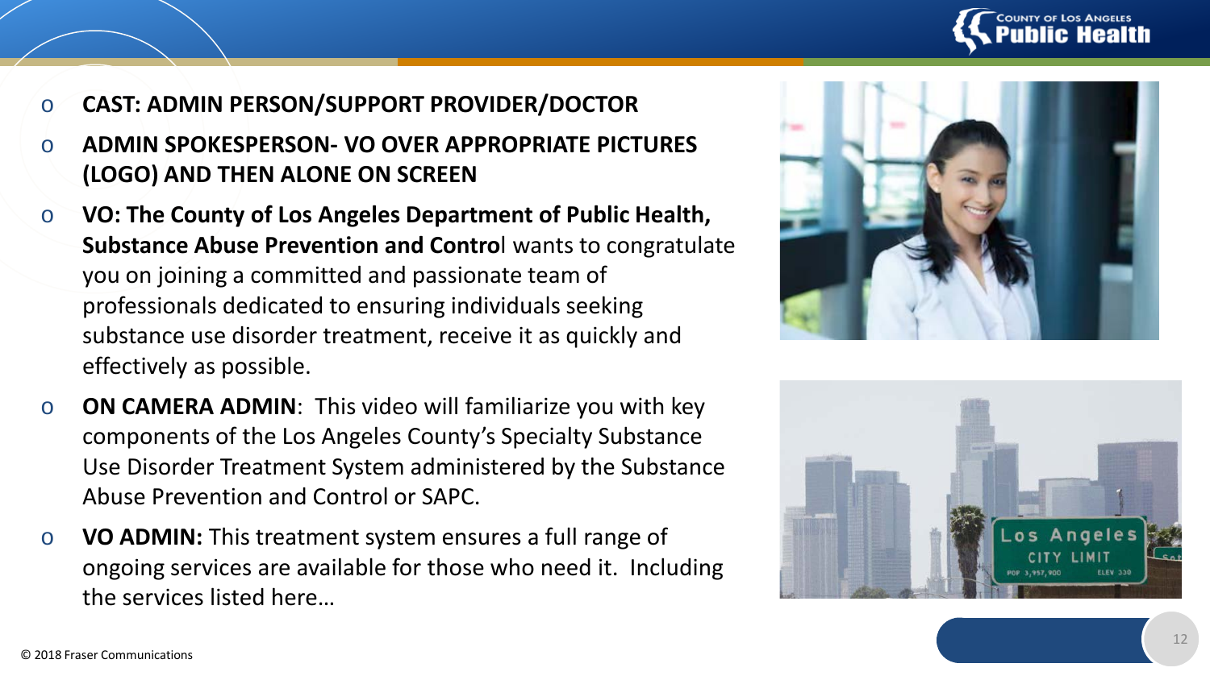- **CAST: ADMIN PERSON/SUPPORT PROVIDER/DOCTOR**
- **ADMIN SPOKESPERSON- VO OVER APPROPRIATE PICTURES (LOGO) AND THEN ALONE ON SCREEN**
- **VO: The County of Los Angeles Department of Public Health, Substance Abuse Prevention and Contro**l wants to congratulate you on joining a committed and passionate team of professionals dedicated to ensuring individuals seeking substance use disorder treatment, receive it as quickly and effectively as possible.
- **ON CAMERA ADMIN**: This video will familiarize you with key components of the Los Angeles County's Specialty Substance Use Disorder Treatment System administered by the Substance Abuse Prevention and Control or SAPC.
- **VO ADMIN:** This treatment system ensures a full range of ongoing services are available for those who need it. Including the services listed here…

© 2018 Fraser Communications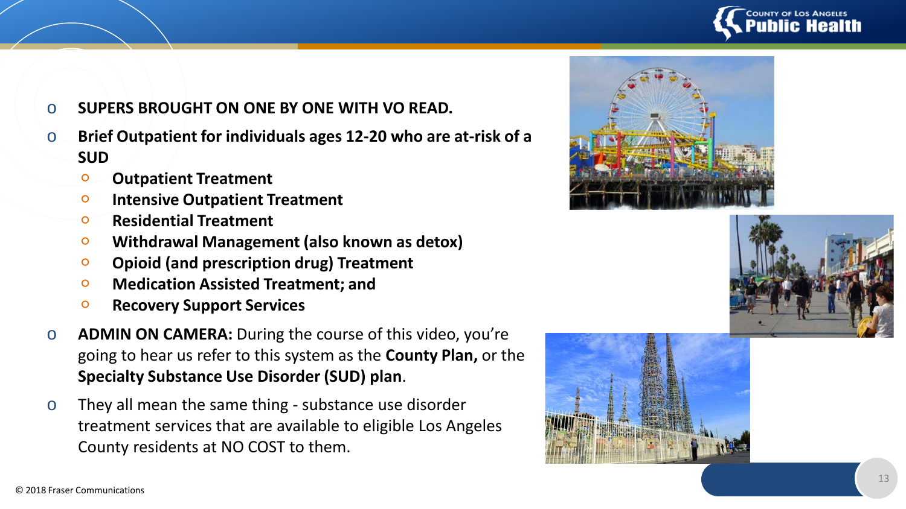- **SUPERS BROUGHT ON ONE BY ONE WITH VO READ.**
- **Brief Outpatient for individuals ages 12-20 who are at-risk of a SUD**
  - **Outpatient Treatment**
  - **Intensive Outpatient Treatment**
  - **Residential Treatment**
  - **Withdrawal Management (also known as detox)**
  - **Opioid (and prescription drug) Treatment**
  - **Medication Assisted Treatment; and**
  - **Recovery Support Services**
- **ADMIN ON CAMERA:** During the course of this video, you're going to hear us refer to this system as the **County Plan,** or the **Specialty Substance Use Disorder (SUD) plan**.
- They all mean the same thing - substance use disorder treatment services that are available to eligible Los Angeles County residents at NO COST to them.

© 2018 Fraser Communications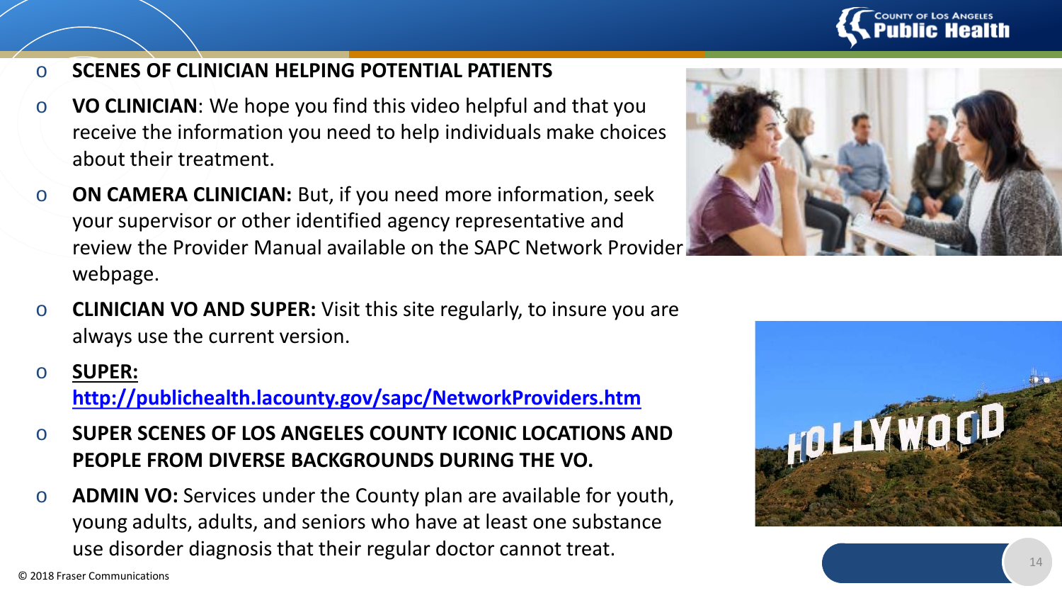- **SCENES OF CLINICIAN HELPING POTENTIAL PATIENTS**
- **VO CLINICIAN**: We hope you find this video helpful and that you receive the information you need to help individuals make choices about their treatment.
- **ON CAMERA CLINICIAN:** But, if you need more information, seek your supervisor or other identified agency representative and review the Provider Manual available on the SAPC Network Provider webpage.
- **CLINICIAN VO AND SUPER:** Visit this site regularly, to insure you are always use the current version.
- **SUPER:** **http://publichealth.lacounty.gov/sapc/NetworkProviders.htm**
- **SUPER SCENES OF LOS ANGELES COUNTY ICONIC LOCATIONS AND PEOPLE FROM DIVERSE BACKGROUNDS DURING THE VO.**
- **ADMIN VO:** Services under the County plan are available for youth, young adults, adults, and seniors who have at least one substance use disorder diagnosis that their regular doctor cannot treat.

© 2018 Fraser Communications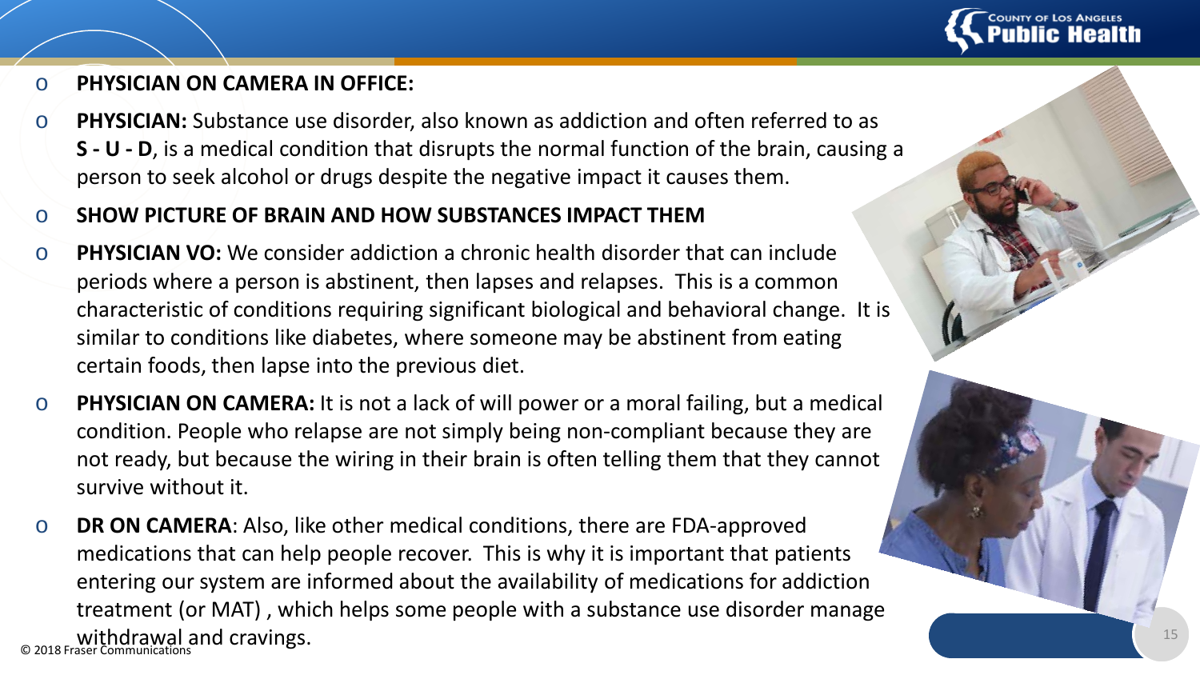- **PHYSICIAN ON CAMERA IN OFFICE:**
- **PHYSICIAN:** Substance use disorder, also known as addiction and often referred to as **S - U - D**, is a medical condition that disrupts the normal function of the brain, causing a person to seek alcohol or drugs despite the negative impact it causes them.
- **SHOW PICTURE OF BRAIN AND HOW SUBSTANCES IMPACT THEM**
- **PHYSICIAN VO:** We consider addiction a chronic health disorder that can include periods where a person is abstinent, then lapses and relapses. This is a common characteristic of conditions requiring significant biological and behavioral change. It is similar to conditions like diabetes, where someone may be abstinent from eating certain foods, then lapse into the previous diet.
- **PHYSICIAN ON CAMERA:** It is not a lack of will power or a moral failing, but a medical condition. People who relapse are not simply being non-compliant because they are not ready, but because the wiring in their brain is often telling them that they cannot survive without it.
- **DR ON CAMERA**: Also, like other medical conditions, there are FDA-approved medications that can help people recover. This is why it is important that patients entering our system are informed about the availability of medications for addiction treatment (or MAT) , which helps some people with a substance use disorder manage withdrawal and cravings.

© 2018 Fraser Communications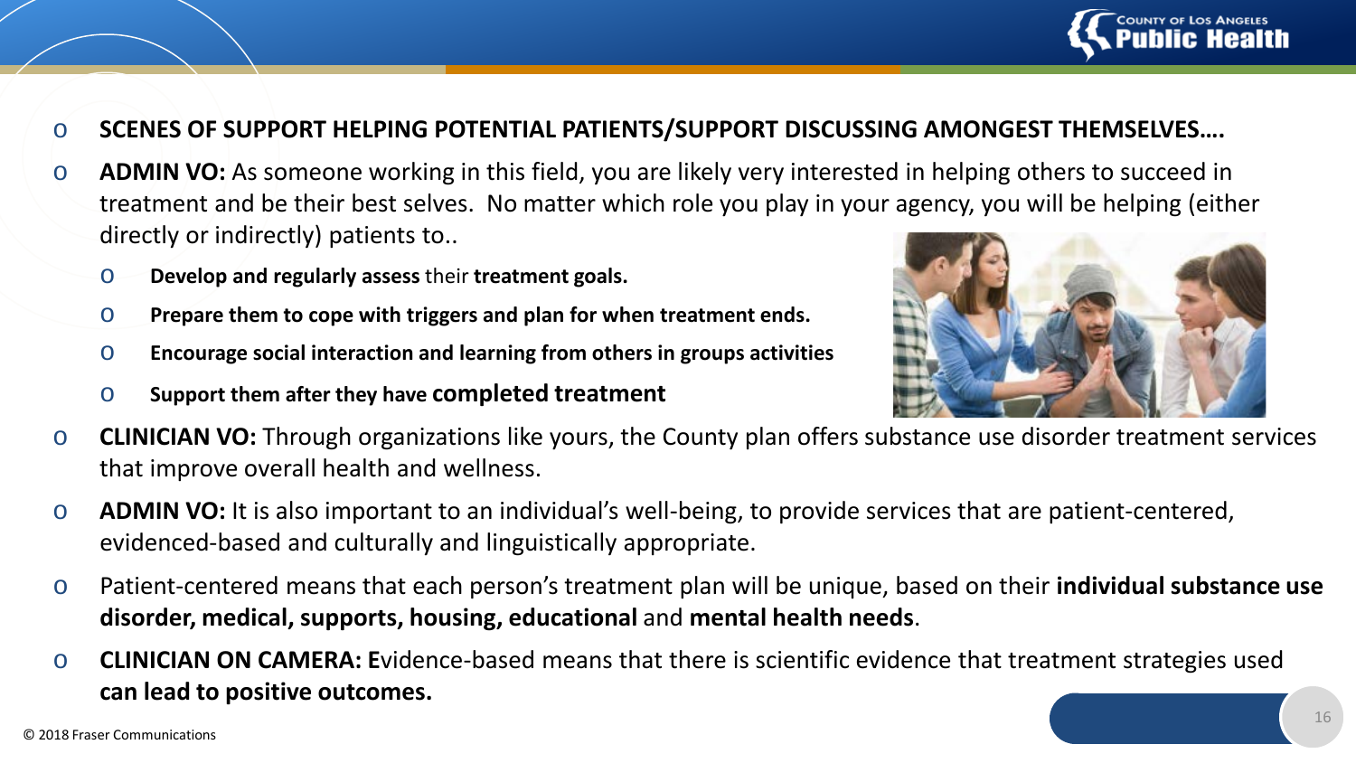- **SCENES OF SUPPORT HELPING POTENTIAL PATIENTS/SUPPORT DISCUSSING AMONGEST THEMSELVES….**
- **ADMIN VO:** As someone working in this field, you are likely very interested in helping others to succeed in treatment and be their best selves. No matter which role you play in your agency, you will be helping (either directly or indirectly) patients to..
  - **Develop and regularly assess** their **treatment goals.**
  - **Prepare them to cope with triggers and plan for when treatment ends.**
  - **Encourage social interaction and learning from others in groups activities**
  - **Support them after they have completed treatment**
- **CLINICIAN VO:** Through organizations like yours, the County plan offers substance use disorder treatment services that improve overall health and wellness.
- **ADMIN VO:** It is also important to an individual's well-being, to provide services that are patient-centered, evidenced-based and culturally and linguistically appropriate.
- Patient-centered means that each person's treatment plan will be unique, based on their **individual substance use disorder, medical, supports, housing, educational** and **mental health needs**.
- **CLINICIAN ON CAMERA: E**vidence-based means that there is scientific evidence that treatment strategies used **can lead to positive outcomes.**

© 2018 Fraser Communications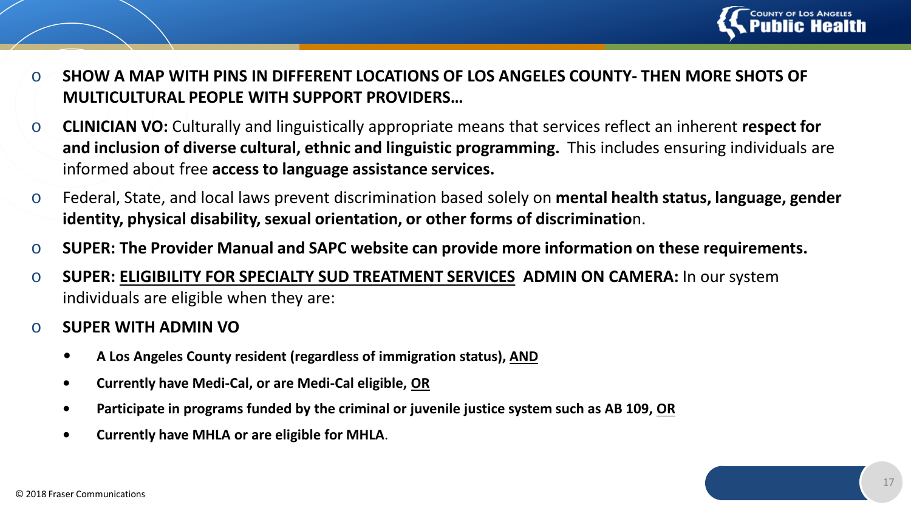- **SHOW A MAP WITH PINS IN DIFFERENT LOCATIONS OF LOS ANGELES COUNTY- THEN MORE SHOTS OF MULTICULTURAL PEOPLE WITH SUPPORT PROVIDERS…**
- **CLINICIAN VO:** Culturally and linguistically appropriate means that services reflect an inherent **respect for and inclusion of diverse cultural, ethnic and linguistic programming.** This includes ensuring individuals are informed about free **access to language assistance services.**
- Federal, State, and local laws prevent discrimination based solely on **mental health status, language, gender identity, physical disability, sexual orientation, or other forms of discriminatio**n.
- **SUPER: The Provider Manual and SAPC website can provide more information on these requirements.**
- **SUPER: <u>ELIGIBILITY FOR SPECIALTY SUD TREATMENT SERVICES</u> ADMIN ON CAMERA:** In our system individuals are eligible when they are:
- **SUPER WITH ADMIN VO**
  - **A Los Angeles County resident (regardless of immigration status), <u>AND</u>**
  - **Currently have Medi-Cal, or are Medi-Cal eligible, <u>OR</u>**
  - **Participate in programs funded by the criminal or juvenile justice system such as AB 109, <u>OR</u>**
  - **Currently have MHLA or are eligible for MHLA**.

© 2018 Fraser Communications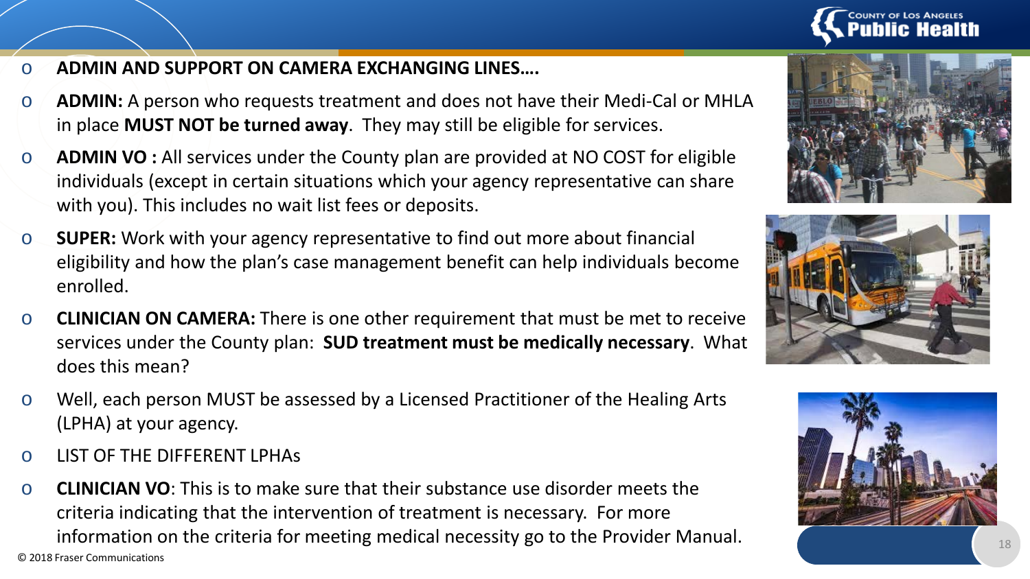- **ADMIN AND SUPPORT ON CAMERA EXCHANGING LINES….**
- **ADMIN:** A person who requests treatment and does not have their Medi-Cal or MHLA in place **MUST NOT be turned away**. They may still be eligible for services.
- **ADMIN VO :** All services under the County plan are provided at NO COST for eligible individuals (except in certain situations which your agency representative can share with you). This includes no wait list fees or deposits.
- **SUPER:** Work with your agency representative to find out more about financial eligibility and how the plan's case management benefit can help individuals become enrolled.
- **CLINICIAN ON CAMERA:** There is one other requirement that must be met to receive services under the County plan: **SUD treatment must be medically necessary**. What does this mean?
- Well, each person MUST be assessed by a Licensed Practitioner of the Healing Arts (LPHA) at your agency.
- LIST OF THE DIFFERENT LPHAs
- **CLINICIAN VO**: This is to make sure that their substance use disorder meets the criteria indicating that the intervention of treatment is necessary. For more information on the criteria for meeting medical necessity go to the Provider Manual.

© 2018 Fraser Communications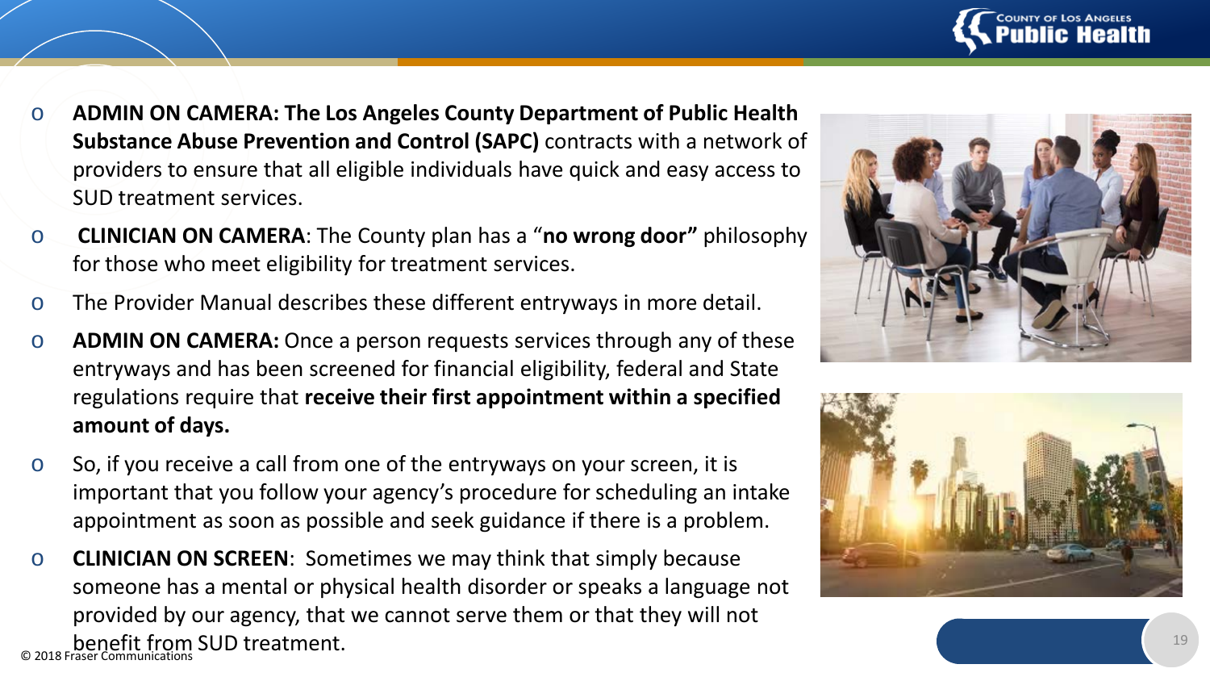- **ADMIN ON CAMERA: The Los Angeles County Department of Public Health Substance Abuse Prevention and Control (SAPC)** contracts with a network of providers to ensure that all eligible individuals have quick and easy access to SUD treatment services.
- **CLINICIAN ON CAMERA**: The County plan has a "**no wrong door"** philosophy for those who meet eligibility for treatment services.
- The Provider Manual describes these different entryways in more detail.
- **ADMIN ON CAMERA:** Once a person requests services through any of these entryways and has been screened for financial eligibility, federal and State regulations require that **receive their first appointment within a specified amount of days.**
- So, if you receive a call from one of the entryways on your screen, it is important that you follow your agency's procedure for scheduling an intake appointment as soon as possible and seek guidance if there is a problem.
- **CLINICIAN ON SCREEN**: Sometimes we may think that simply because someone has a mental or physical health disorder or speaks a language not provided by our agency, that we cannot serve them or that they will not benefit from SUD treatment.

© 2018 Fraser Communications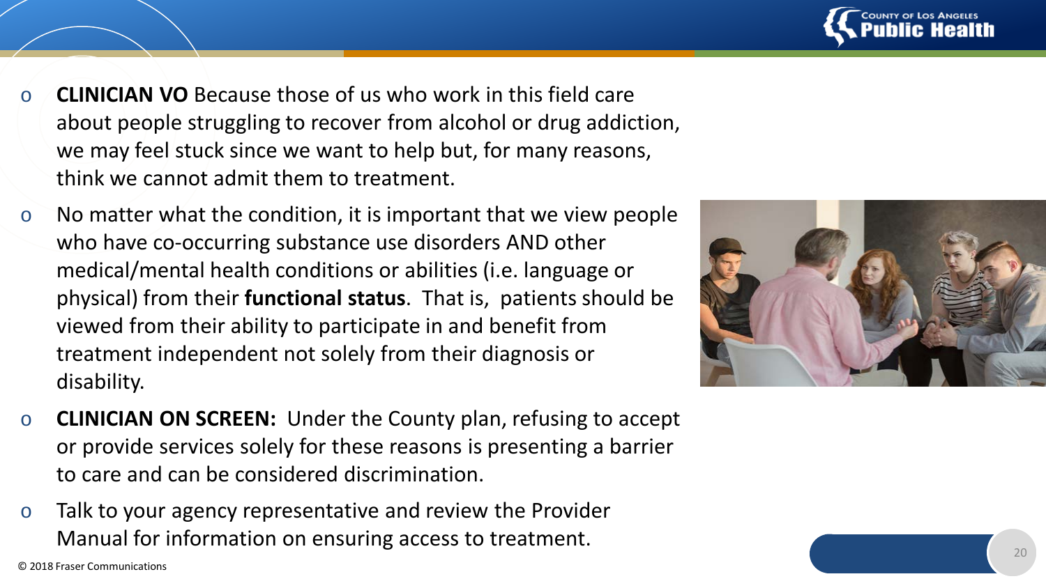- **CLINICIAN VO** Because those of us who work in this field care about people struggling to recover from alcohol or drug addiction, we may feel stuck since we want to help but, for many reasons, think we cannot admit them to treatment.
- No matter what the condition, it is important that we view people who have co-occurring substance use disorders AND other medical/mental health conditions or abilities (i.e. language or physical) from their **functional status**. That is, patients should be viewed from their ability to participate in and benefit from treatment independent not solely from their diagnosis or disability.
- **CLINICIAN ON SCREEN:** Under the County plan, refusing to accept or provide services solely for these reasons is presenting a barrier to care and can be considered discrimination.
- Talk to your agency representative and review the Provider Manual for information on ensuring access to treatment.

© 2018 Fraser Communications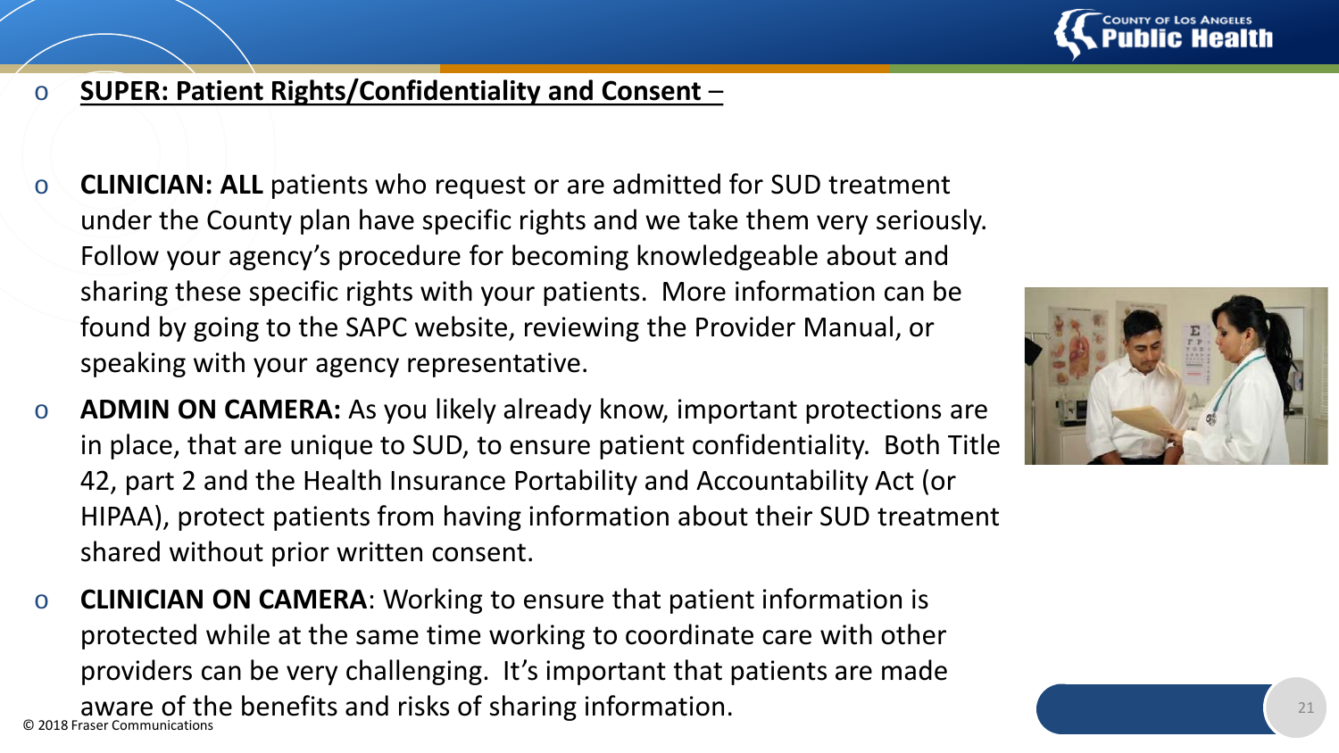- **SUPER: Patient Rights/Confidentiality and Consent** –

- **CLINICIAN: ALL** patients who request or are admitted for SUD treatment under the County plan have specific rights and we take them very seriously. Follow your agency's procedure for becoming knowledgeable about and sharing these specific rights with your patients. More information can be found by going to the SAPC website, reviewing the Provider Manual, or speaking with your agency representative.
- **ADMIN ON CAMERA:** As you likely already know, important protections are in place, that are unique to SUD, to ensure patient confidentiality. Both Title 42, part 2 and the Health Insurance Portability and Accountability Act (or HIPAA), protect patients from having information about their SUD treatment shared without prior written consent.
- **CLINICIAN ON CAMERA**: Working to ensure that patient information is protected while at the same time working to coordinate care with other providers can be very challenging. It's important that patients are made aware of the benefits and risks of sharing information.

© 2018 Fraser Communications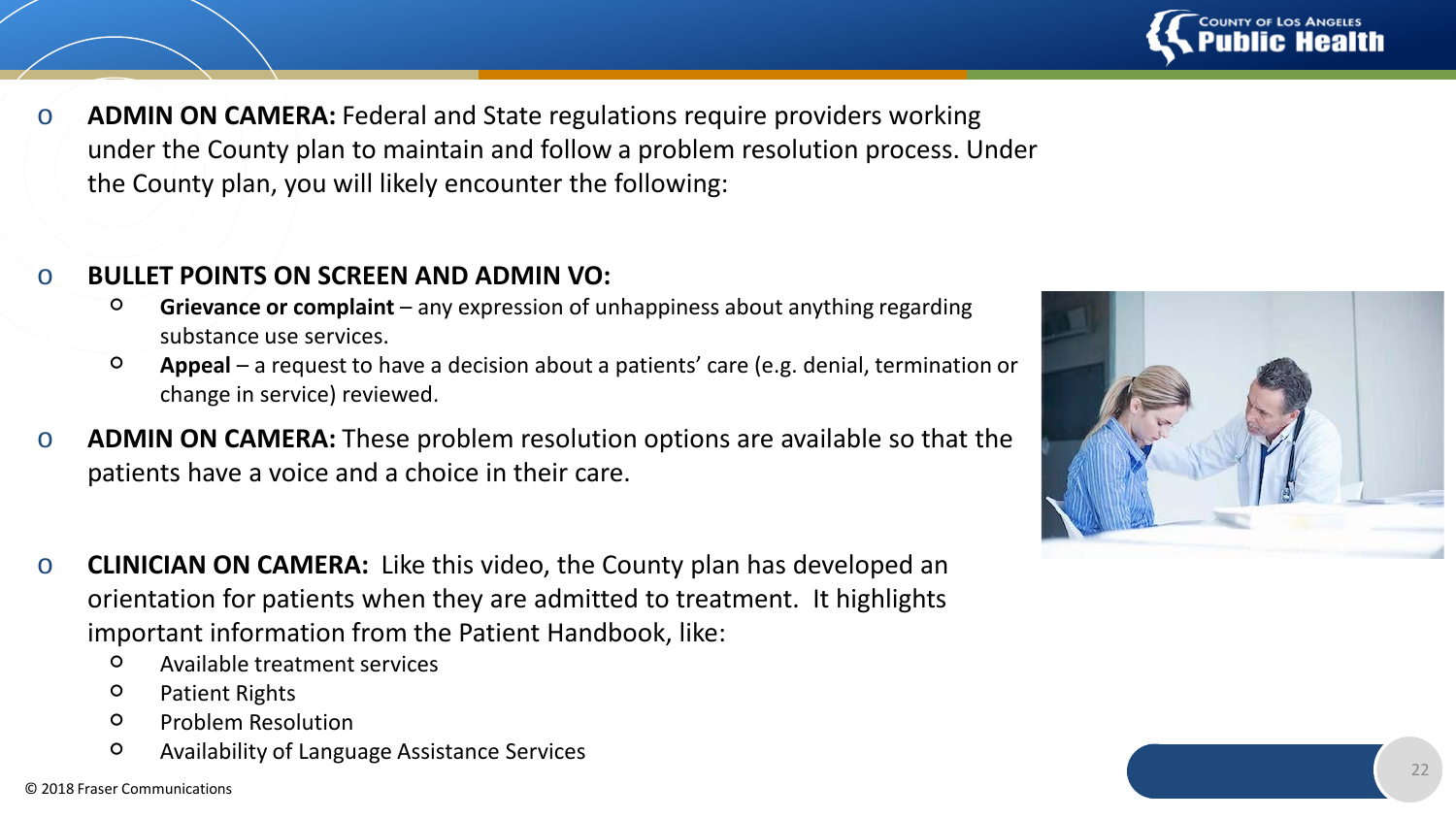- **ADMIN ON CAMERA:** Federal and State regulations require providers working under the County plan to maintain and follow a problem resolution process. Under the County plan, you will likely encounter the following:

- **BULLET POINTS ON SCREEN AND ADMIN VO:**
  - **Grievance or complaint** – any expression of unhappiness about anything regarding substance use services.
  - **Appeal** – a request to have a decision about a patients' care (e.g. denial, termination or change in service) reviewed.
- **ADMIN ON CAMERA:** These problem resolution options are available so that the patients have a voice and a choice in their care.

- **CLINICIAN ON CAMERA:** Like this video, the County plan has developed an orientation for patients when they are admitted to treatment. It highlights important information from the Patient Handbook, like:
  - Available treatment services
  - Patient Rights
  - Problem Resolution
  - Availability of Language Assistance Services

© 2018 Fraser Communications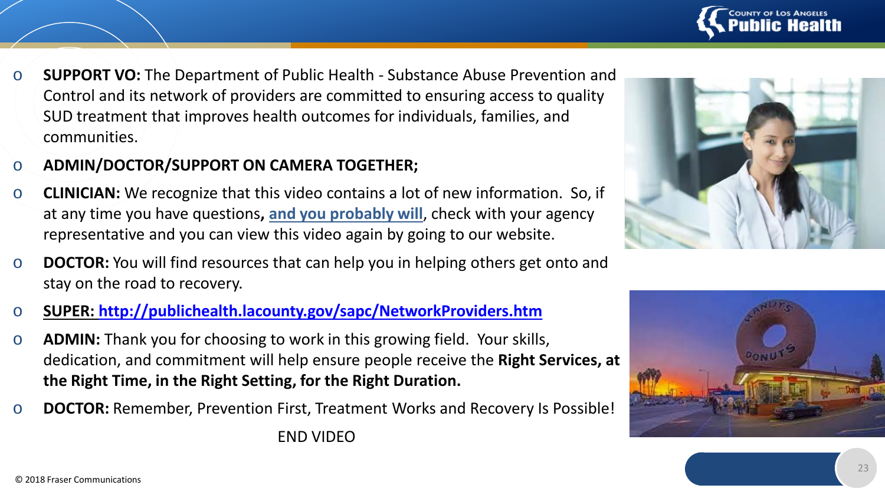- **SUPPORT VO:** The Department of Public Health - Substance Abuse Prevention and Control and its network of providers are committed to ensuring access to quality SUD treatment that improves health outcomes for individuals, families, and communities.
- **ADMIN/DOCTOR/SUPPORT ON CAMERA TOGETHER;**
- **CLINICIAN:** We recognize that this video contains a lot of new information. So, if at any time you have questions**, and you probably will**, check with your agency representative and you can view this video again by going to our website.
- **DOCTOR:** You will find resources that can help you in helping others get onto and stay on the road to recovery.
- **SUPER: http://publichealth.lacounty.gov/sapc/NetworkProviders.htm**
- **ADMIN:** Thank you for choosing to work in this growing field. Your skills, dedication, and commitment will help ensure people receive the **Right Services, at the Right Time, in the Right Setting, for the Right Duration.**
- **DOCTOR:** Remember, Prevention First, Treatment Works and Recovery Is Possible!

END VIDEO

© 2018 Fraser Communications